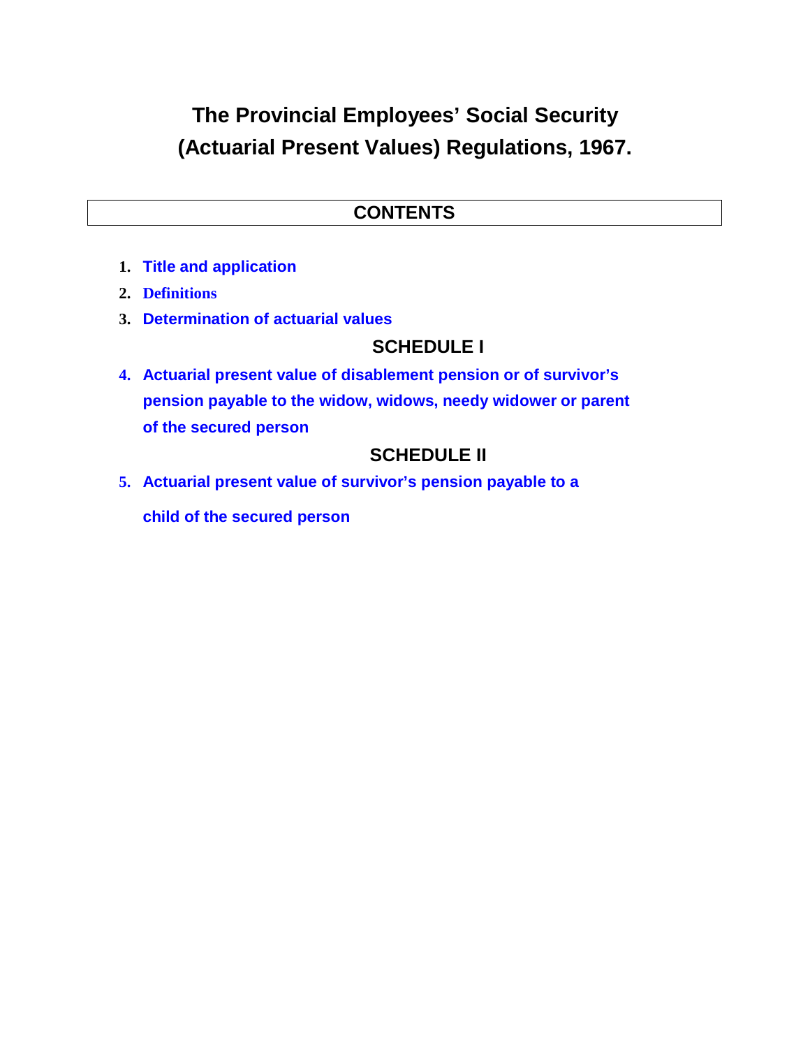# The Provincial Employees' Social Security (Actuarial Present Values) Regulations, 1967.

## CONTENTS

1. Title and application
2. Definitions
3. Determination of actuarial values

### SCHEDULE I

4. Actuarial present value of disablement pension or of survivor's pension payable to the widow, widows, needy widower or parent of the secured person

### SCHEDULE II

5. Actuarial present value of survivor's pension payable to a child of the secured person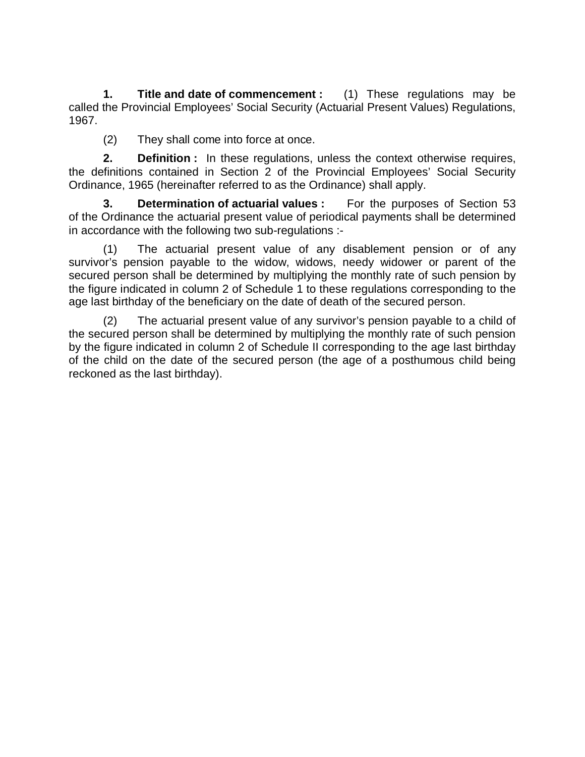**1. Title and date of commencement :** (1) These regulations may be called the Provincial Employees' Social Security (Actuarial Present Values) Regulations, 1967.

(2) They shall come into force at once.

**2. Definition :** In these regulations, unless the context otherwise requires, the definitions contained in Section 2 of the Provincial Employees' Social Security Ordinance, 1965 (hereinafter referred to as the Ordinance) shall apply.

**3. Determination of actuarial values :** For the purposes of Section 53 of the Ordinance the actuarial present value of periodical payments shall be determined in accordance with the following two sub-regulations :-

(1) The actuarial present value of any disablement pension or of any survivor's pension payable to the widow, widows, needy widower or parent of the secured person shall be determined by multiplying the monthly rate of such pension by the figure indicated in column 2 of Schedule 1 to these regulations corresponding to the age last birthday of the beneficiary on the date of death of the secured person.

(2) The actuarial present value of any survivor's pension payable to a child of the secured person shall be determined by multiplying the monthly rate of such pension by the figure indicated in column 2 of Schedule II corresponding to the age last birthday of the child on the date of the secured person (the age of a posthumous child being reckoned as the last birthday).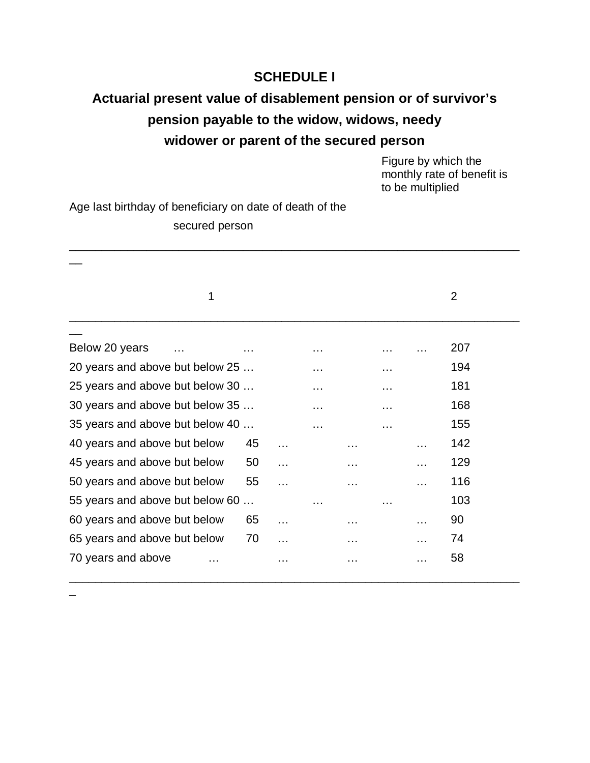## SCHEDULE I

### Actuarial present value of disablement pension or of survivor's pension payable to the widow, widows, needy widower or parent of the secured person

| Age last birthday of beneficiary on date of death of the secured person | Figure by which the monthly rate of benefit is to be multiplied |
|---|---|
| 1 | 2 |
| Below 20 years … … … … … | 207 |
| 20 years and above but below 25 … … … | 194 |
| 25 years and above but below 30 … … … | 181 |
| 30 years and above but below 35 … … … | 168 |
| 35 years and above but below 40 … … … | 155 |
| 40 years and above but below 45 … … … | 142 |
| 45 years and above but below 50 … … … | 129 |
| 50 years and above but below 55 … … … | 116 |
| 55 years and above but below 60 … … … | 103 |
| 60 years and above but below 65 … … … | 90 |
| 65 years and above but below 70 … … … | 74 |
| 70 years and above … … … … | 58 |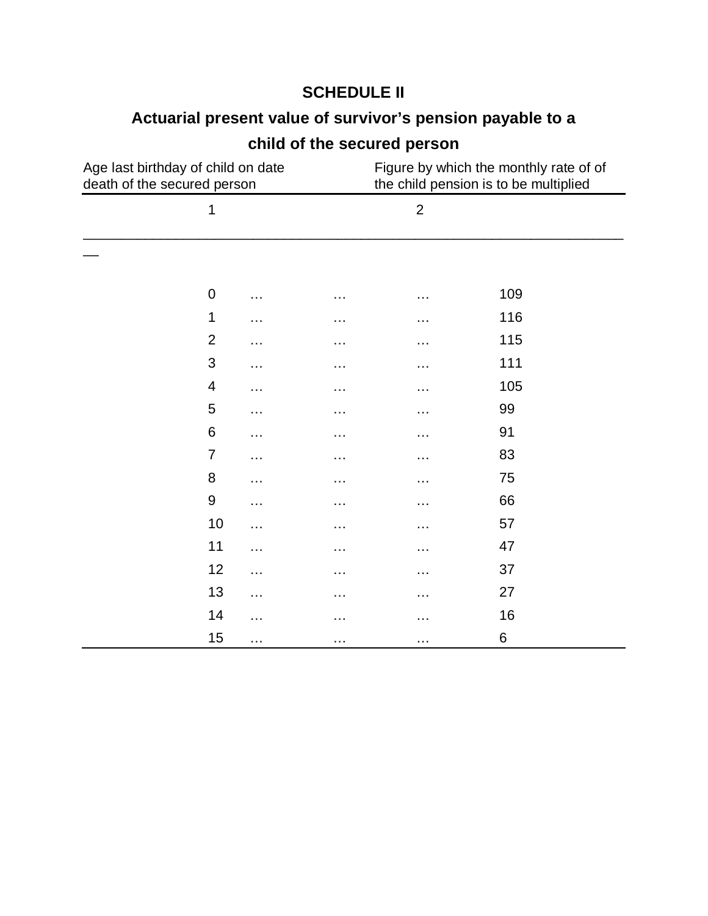## SCHEDULE II

### Actuarial present value of survivor's pension payable to a child of the secured person

| Age last birthday of child on date death of the secured person | Figure by which the monthly rate of of the child pension is to be multiplied |
|---|---|
| 1 | 2 |
| 0 | 109 |
| 1 | 116 |
| 2 | 115 |
| 3 | 111 |
| 4 | 105 |
| 5 | 99 |
| 6 | 91 |
| 7 | 83 |
| 8 | 75 |
| 9 | 66 |
| 10 | 57 |
| 11 | 47 |
| 12 | 37 |
| 13 | 27 |
| 14 | 16 |
| 15 | 6 |